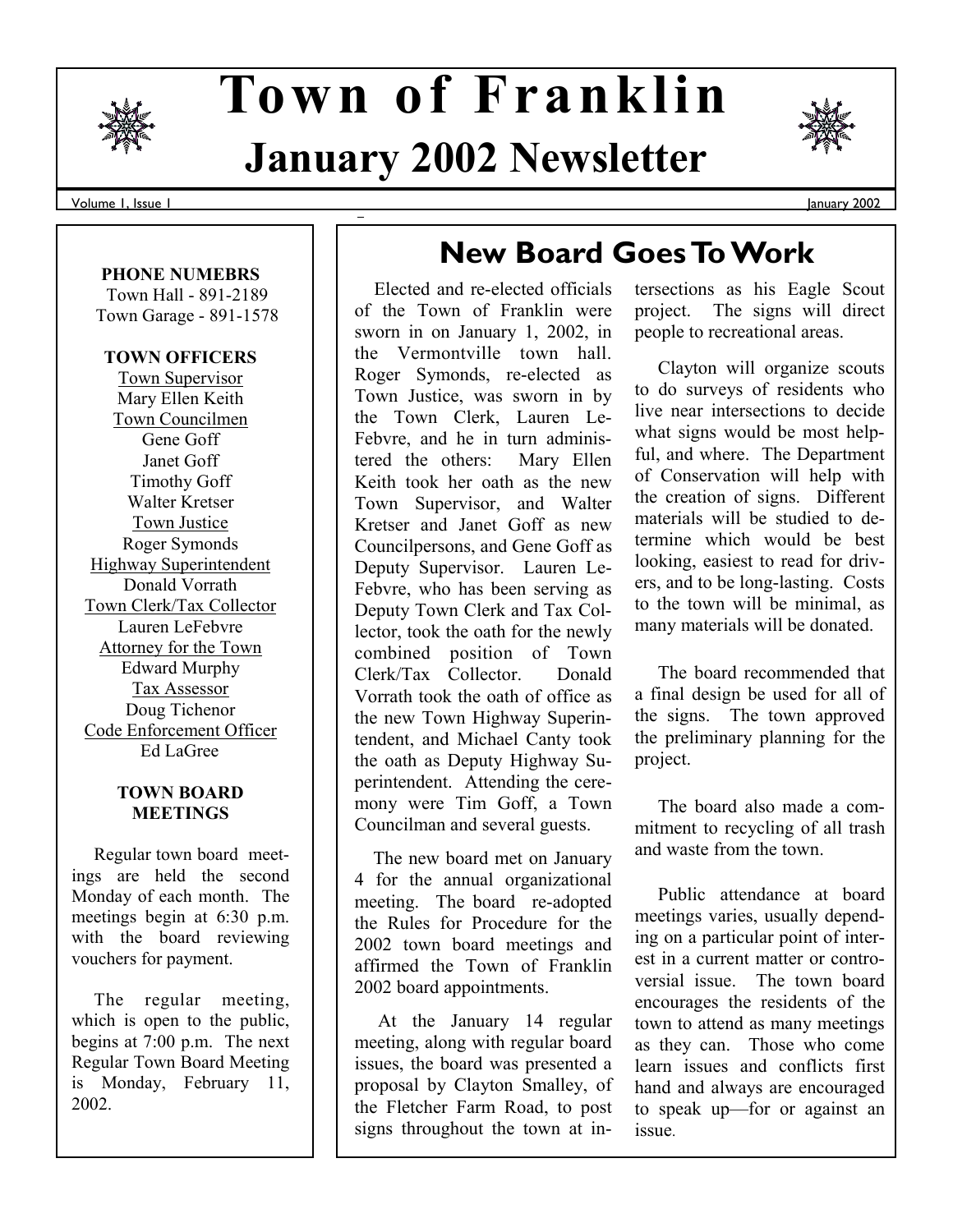# Town of Franklin

## January 2002 Newsletter

**PHONE NUMEBRS**

Town Hall - 891-2189
Town Garage - 891-1578

**TOWN OFFICERS**

Town Supervisor
Mary Ellen Keith

Town Councilmen
Gene Goff
Janet Goff
Timothy Goff
Walter Kretser

Town Justice
Roger Symonds

Highway Superintendent
Donald Vorrath

Town Clerk/Tax Collector
Lauren LeFebvre

Attorney for the Town
Edward Murphy

Tax Assessor
Doug Tichenor

Code Enforcement Officer
Ed LaGree

**TOWN BOARD MEETINGS**

Regular town board meetings are held the second Monday of each month. The meetings begin at 6:30 p.m. with the board reviewing vouchers for payment.

The regular meeting, which is open to the public, begins at 7:00 p.m. The next Regular Town Board Meeting is Monday, February 11, 2002.

## New Board Goes To Work

Elected and re-elected officials of the Town of Franklin were sworn in on January 1, 2002, in the Vermontville town hall. Roger Symonds, re-elected as Town Justice, was sworn in by the Town Clerk, Lauren LeFebvre, and he in turn administered the others: Mary Ellen Keith took her oath as the new Town Supervisor, and Walter Kretser and Janet Goff as new Councilpersons, and Gene Goff as Deputy Supervisor. Lauren LeFebvre, who has been serving as Deputy Town Clerk and Tax Collector, took the oath for the newly combined position of Town Clerk/Tax Collector. Donald Vorrath took the oath of office as the new Town Highway Superintendent, and Michael Canty took the oath as Deputy Highway Superintendent. Attending the ceremony were Tim Goff, a Town Councilman and several guests.

The new board met on January 4 for the annual organizational meeting. The board re-adopted the Rules for Procedure for the 2002 town board meetings and affirmed the Town of Franklin 2002 board appointments.

At the January 14 regular meeting, along with regular board issues, the board was presented a proposal by Clayton Smalley, of the Fletcher Farm Road, to post signs throughout the town at intersections as his Eagle Scout project. The signs will direct people to recreational areas.

Clayton will organize scouts to do surveys of residents who live near intersections to decide what signs would be most helpful, and where. The Department of Conservation will help with the creation of signs. Different materials will be studied to determine which would be best looking, easiest to read for drivers, and to be long-lasting. Costs to the town will be minimal, as many materials will be donated.

The board recommended that a final design be used for all of the signs. The town approved the preliminary planning for the project.

The board also made a commitment to recycling of all trash and waste from the town.

Public attendance at board meetings varies, usually depending on a particular point of interest in a current matter or controversial issue. The town board encourages the residents of the town to attend as many meetings as they can. Those who come learn issues and conflicts first hand and always are encouraged to speak up—for or against an issue.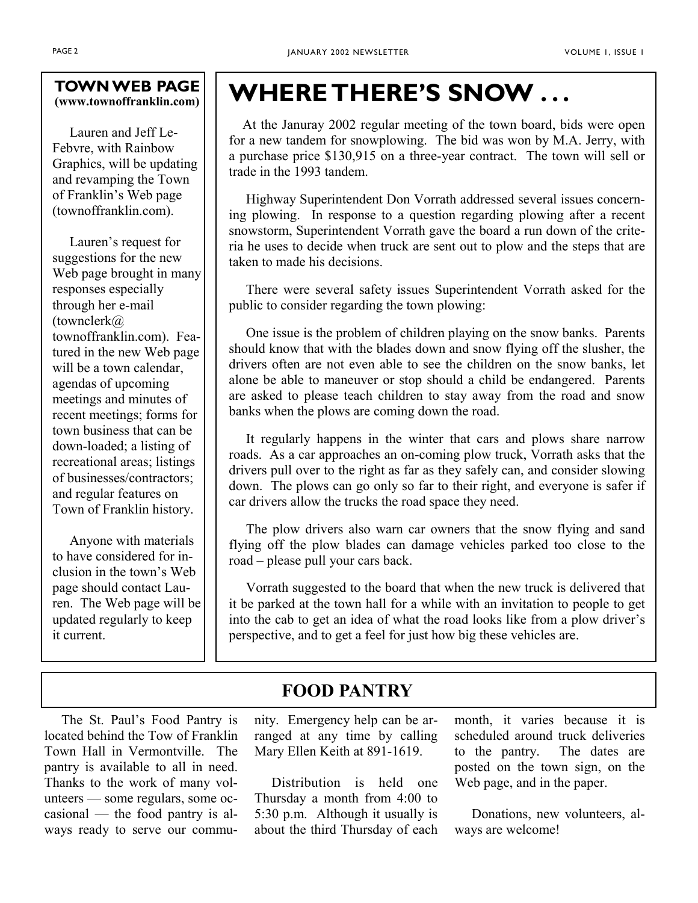## TOWN WEB PAGE
**(www.townoffranklin.com)**

Lauren and Jeff LeFebvre, with Rainbow Graphics, will be updating and revamping the Town of Franklin's Web page (townoffranklin.com).

Lauren's request for suggestions for the new Web page brought in many responses especially through her e-mail (townclerk@townoffranklin.com). Featured in the new Web page will be a town calendar, agendas of upcoming meetings and minutes of recent meetings; forms for town business that can be down-loaded; a listing of recreational areas; listings of businesses/contractors; and regular features on Town of Franklin history.

Anyone with materials to have considered for inclusion in the town's Web page should contact Lauren. The Web page will be updated regularly to keep it current.

# WHERE THERE'S SNOW . . .

At the Januray 2002 regular meeting of the town board, bids were open for a new tandem for snowplowing. The bid was won by M.A. Jerry, with a purchase price $130,915 on a three-year contract. The town will sell or trade in the 1993 tandem.

Highway Superintendent Don Vorrath addressed several issues concerning plowing. In response to a question regarding plowing after a recent snowstorm, Superintendent Vorrath gave the board a run down of the criteria he uses to decide when truck are sent out to plow and the steps that are taken to made his decisions.

There were several safety issues Superintendent Vorrath asked for the public to consider regarding the town plowing:

One issue is the problem of children playing on the snow banks. Parents should know that with the blades down and snow flying off the slusher, the drivers often are not even able to see the children on the snow banks, let alone be able to maneuver or stop should a child be endangered. Parents are asked to please teach children to stay away from the road and snow banks when the plows are coming down the road.

It regularly happens in the winter that cars and plows share narrow roads. As a car approaches an on-coming plow truck, Vorrath asks that the drivers pull over to the right as far as they safely can, and consider slowing down. The plows can go only so far to their right, and everyone is safer if car drivers allow the trucks the road space they need.

The plow drivers also warn car owners that the snow flying and sand flying off the plow blades can damage vehicles parked too close to the road – please pull your cars back.

Vorrath suggested to the board that when the new truck is delivered that it be parked at the town hall for a while with an invitation to people to get into the cab to get an idea of what the road looks like from a plow driver's perspective, and to get a feel for just how big these vehicles are.

## FOOD PANTRY

The St. Paul's Food Pantry is located behind the Tow of Franklin Town Hall in Vermontville. The pantry is available to all in need. Thanks to the work of many volunteers — some regulars, some occasional — the food pantry is always ready to serve our community. Emergency help can be arranged at any time by calling Mary Ellen Keith at 891-1619.

Distribution is held one Thursday a month from 4:00 to 5:30 p.m. Although it usually is about the third Thursday of each month, it varies because it is scheduled around truck deliveries to the pantry. The dates are posted on the town sign, on the Web page, and in the paper.

Donations, new volunteers, always are welcome!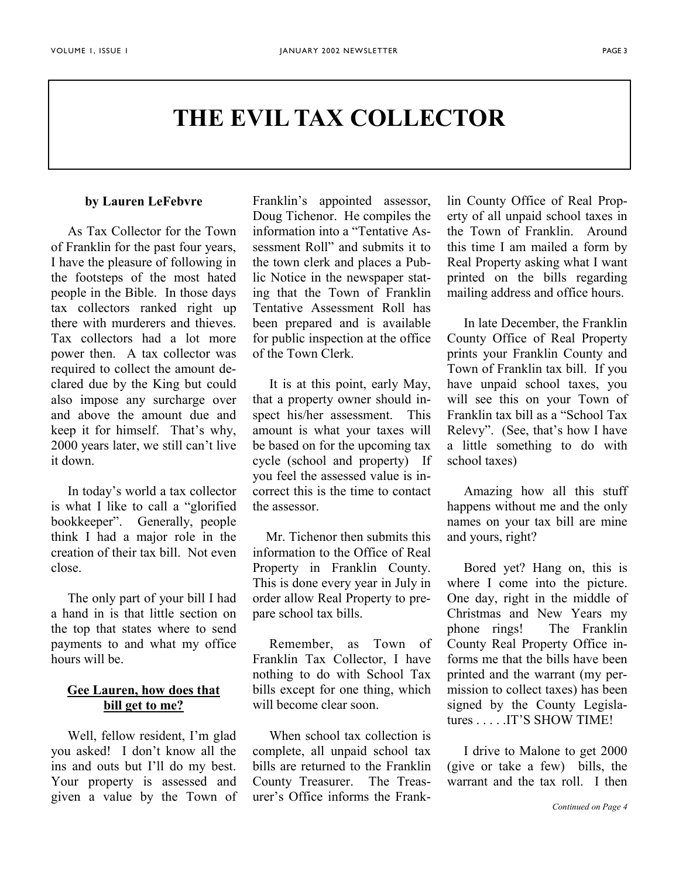# THE EVIL TAX COLLECTOR

**by Lauren LeFebvre**

As Tax Collector for the Town of Franklin for the past four years, I have the pleasure of following in the footsteps of the most hated people in the Bible. In those days tax collectors ranked right up there with murderers and thieves. Tax collectors had a lot more power then. A tax collector was required to collect the amount declared due by the King but could also impose any surcharge over and above the amount due and keep it for himself. That's why, 2000 years later, we still can't live it down.

In today's world a tax collector is what I like to call a "glorified bookkeeper". Generally, people think I had a major role in the creation of their tax bill. Not even close.

The only part of your bill I had a hand in is that little section on the top that states where to send payments to and what my office hours will be.

**<u>Gee Lauren, how does that bill get to me?</u>**

Well, fellow resident, I'm glad you asked! I don't know all the ins and outs but I'll do my best. Your property is assessed and given a value by the Town of Franklin's appointed assessor, Doug Tichenor. He compiles the information into a "Tentative Assessment Roll" and submits it to the town clerk and places a Public Notice in the newspaper stating that the Town of Franklin Tentative Assessment Roll has been prepared and is available for public inspection at the office of the Town Clerk.

It is at this point, early May, that a property owner should inspect his/her assessment. This amount is what your taxes will be based on for the upcoming tax cycle (school and property) If you feel the assessed value is incorrect this is the time to contact the assessor.

Mr. Tichenor then submits this information to the Office of Real Property in Franklin County. This is done every year in July in order allow Real Property to prepare school tax bills.

Remember, as Town of Franklin Tax Collector, I have nothing to do with School Tax bills except for one thing, which will become clear soon.

When school tax collection is complete, all unpaid school tax bills are returned to the Franklin County Treasurer. The Treasurer's Office informs the Franklin County Office of Real Property of all unpaid school taxes in the Town of Franklin. Around this time I am mailed a form by Real Property asking what I want printed on the bills regarding mailing address and office hours.

In late December, the Franklin County Office of Real Property prints your Franklin County and Town of Franklin tax bill. If you have unpaid school taxes, you will see this on your Town of Franklin tax bill as a "School Tax Relevy". (See, that's how I have a little something to do with school taxes)

Amazing how all this stuff happens without me and the only names on your tax bill are mine and yours, right?

Bored yet? Hang on, this is where I come into the picture. One day, right in the middle of Christmas and New Years my phone rings! The Franklin County Real Property Office informs me that the bills have been printed and the warrant (my permission to collect taxes) has been signed by the County Legislatures . . . . .IT'S SHOW TIME!

I drive to Malone to get 2000 (give or take a few) bills, the warrant and the tax roll. I then

*Continued on Page 4*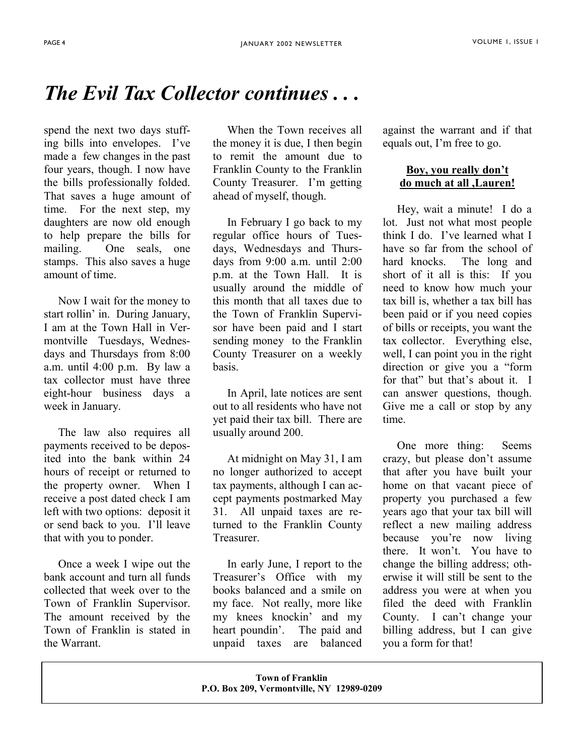# *The Evil Tax Collector continues . . .*

spend the next two days stuffing bills into envelopes. I've made a few changes in the past four years, though. I now have the bills professionally folded. That saves a huge amount of time. For the next step, my daughters are now old enough to help prepare the bills for mailing. One seals, one stamps. This also saves a huge amount of time.

Now I wait for the money to start rollin' in. During January, I am at the Town Hall in Vermontville Tuesdays, Wednesdays and Thursdays from 8:00 a.m. until 4:00 p.m. By law a tax collector must have three eight-hour business days a week in January.

The law also requires all payments received to be deposited into the bank within 24 hours of receipt or returned to the property owner. When I receive a post dated check I am left with two options: deposit it or send back to you. I'll leave that with you to ponder.

Once a week I wipe out the bank account and turn all funds collected that week over to the Town of Franklin Supervisor. The amount received by the Town of Franklin is stated in the Warrant.

When the Town receives all the money it is due, I then begin to remit the amount due to Franklin County to the Franklin County Treasurer. I'm getting ahead of myself, though.

In February I go back to my regular office hours of Tuesdays, Wednesdays and Thursdays from 9:00 a.m. until 2:00 p.m. at the Town Hall. It is usually around the middle of this month that all taxes due to the Town of Franklin Supervisor have been paid and I start sending money to the Franklin County Treasurer on a weekly basis.

In April, late notices are sent out to all residents who have not yet paid their tax bill. There are usually around 200.

At midnight on May 31, I am no longer authorized to accept tax payments, although I can accept payments postmarked May 31. All unpaid taxes are returned to the Franklin County Treasurer.

In early June, I report to the Treasurer's Office with my books balanced and a smile on my face. Not really, more like my knees knockin' and my heart poundin'. The paid and unpaid taxes are balanced against the warrant and if that equals out, I'm free to go.

**Boy, you really don't do much at all ,Lauren!**

Hey, wait a minute! I do a lot. Just not what most people think I do. I've learned what I have so far from the school of hard knocks. The long and short of it all is this: If you need to know how much your tax bill is, whether a tax bill has been paid or if you need copies of bills or receipts, you want the tax collector. Everything else, well, I can point you in the right direction or give you a "form for that" but that's about it. I can answer questions, though. Give me a call or stop by any time.

One more thing: Seems crazy, but please don't assume that after you have built your home on that vacant piece of property you purchased a few years ago that your tax bill will reflect a new mailing address because you're now living there. It won't. You have to change the billing address; otherwise it will still be sent to the address you were at when you filed the deed with Franklin County. I can't change your billing address, but I can give you a form for that!

**Town of Franklin**
**P.O. Box 209, Vermontville, NY 12989-0209**